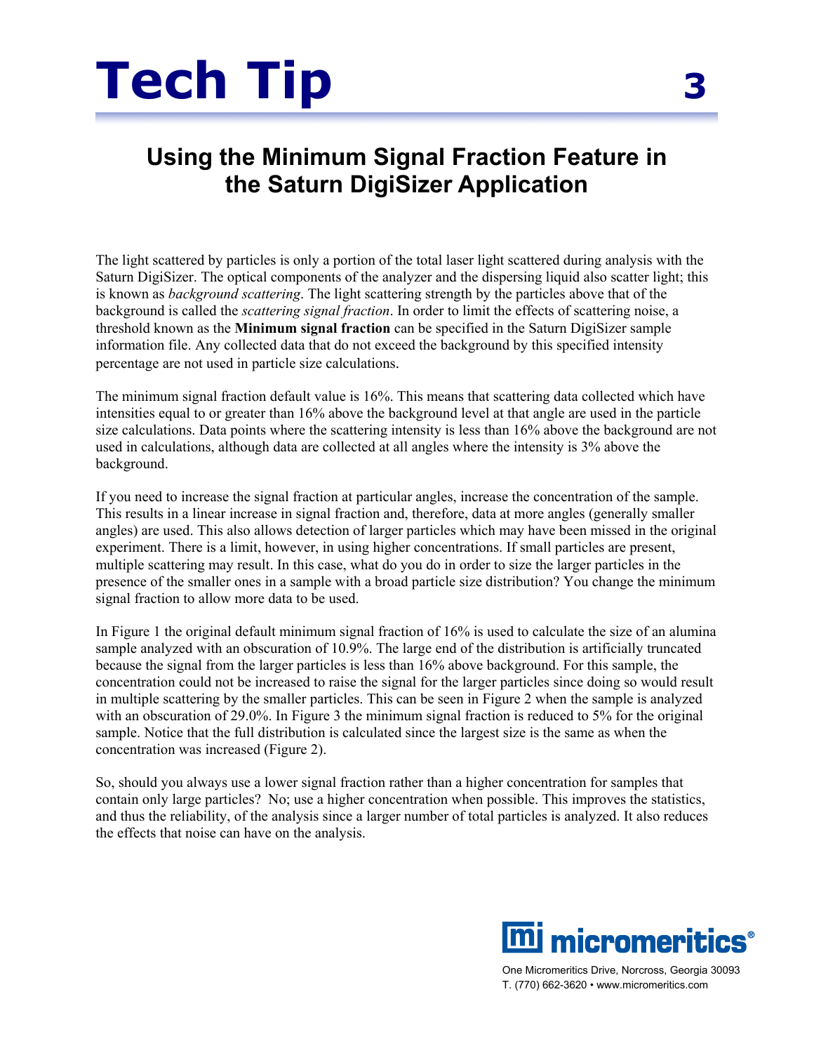# Tech Tip 3

## Using the Minimum Signal Fraction Feature in the Saturn DigiSizer Application

The light scattered by particles is only a portion of the total laser light scattered during analysis with the Saturn DigiSizer. The optical components of the analyzer and the dispersing liquid also scatter light; this is known as *background scattering*. The light scattering strength by the particles above that of the background is called the *scattering signal fraction*. In order to limit the effects of scattering noise, a threshold known as the **Minimum signal fraction** can be specified in the Saturn DigiSizer sample information file. Any collected data that do not exceed the background by this specified intensity percentage are not used in particle size calculations.

The minimum signal fraction default value is 16%. This means that scattering data collected which have intensities equal to or greater than 16% above the background level at that angle are used in the particle size calculations. Data points where the scattering intensity is less than 16% above the background are not used in calculations, although data are collected at all angles where the intensity is 3% above the background.

If you need to increase the signal fraction at particular angles, increase the concentration of the sample. This results in a linear increase in signal fraction and, therefore, data at more angles (generally smaller angles) are used. This also allows detection of larger particles which may have been missed in the original experiment. There is a limit, however, in using higher concentrations. If small particles are present, multiple scattering may result. In this case, what do you do in order to size the larger particles in the presence of the smaller ones in a sample with a broad particle size distribution? You change the minimum signal fraction to allow more data to be used.

In Figure 1 the original default minimum signal fraction of 16% is used to calculate the size of an alumina sample analyzed with an obscuration of 10.9%. The large end of the distribution is artificially truncated because the signal from the larger particles is less than 16% above background. For this sample, the concentration could not be increased to raise the signal for the larger particles since doing so would result in multiple scattering by the smaller particles. This can be seen in Figure 2 when the sample is analyzed with an obscuration of 29.0%. In Figure 3 the minimum signal fraction is reduced to 5% for the original sample. Notice that the full distribution is calculated since the largest size is the same as when the concentration was increased (Figure 2).

So, should you always use a lower signal fraction rather than a higher concentration for samples that contain only large particles? No; use a higher concentration when possible. This improves the statistics, and thus the reliability, of the analysis since a larger number of total particles is analyzed. It also reduces the effects that noise can have on the analysis.

micromeritics®

One Micromeritics Drive, Norcross, Georgia 30093
T. (770) 662-3620 • www.micromeritics.com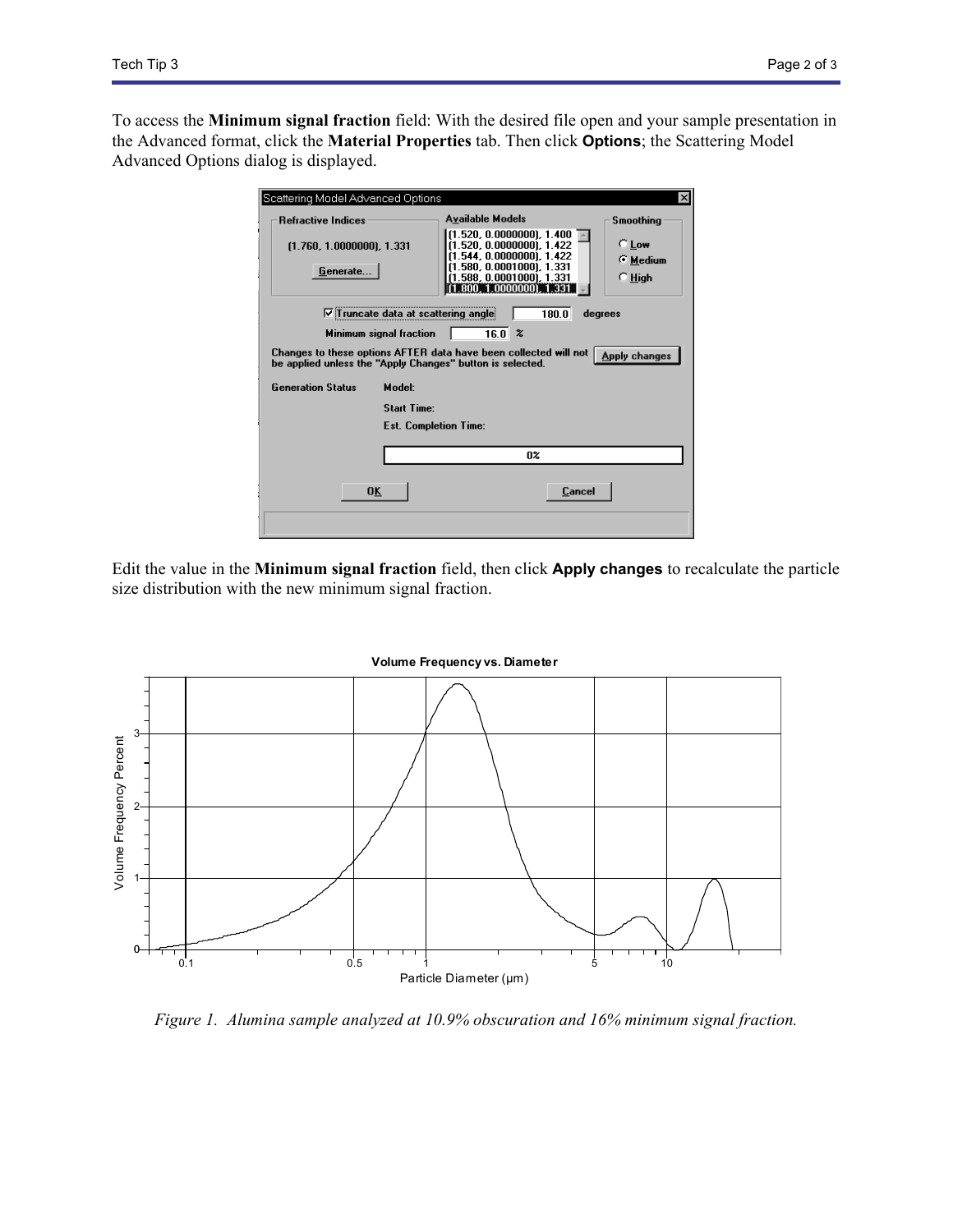To access the **Minimum signal fraction** field: With the desired file open and your sample presentation in the Advanced format, click the **Material Properties** tab. Then click **Options**; the Scattering Model Advanced Options dialog is displayed.

Edit the value in the **Minimum signal fraction** field, then click **Apply changes** to recalculate the particle size distribution with the new minimum signal fraction.

*Figure 1. Alumina sample analyzed at 10.9% obscuration and 16% minimum signal fraction.*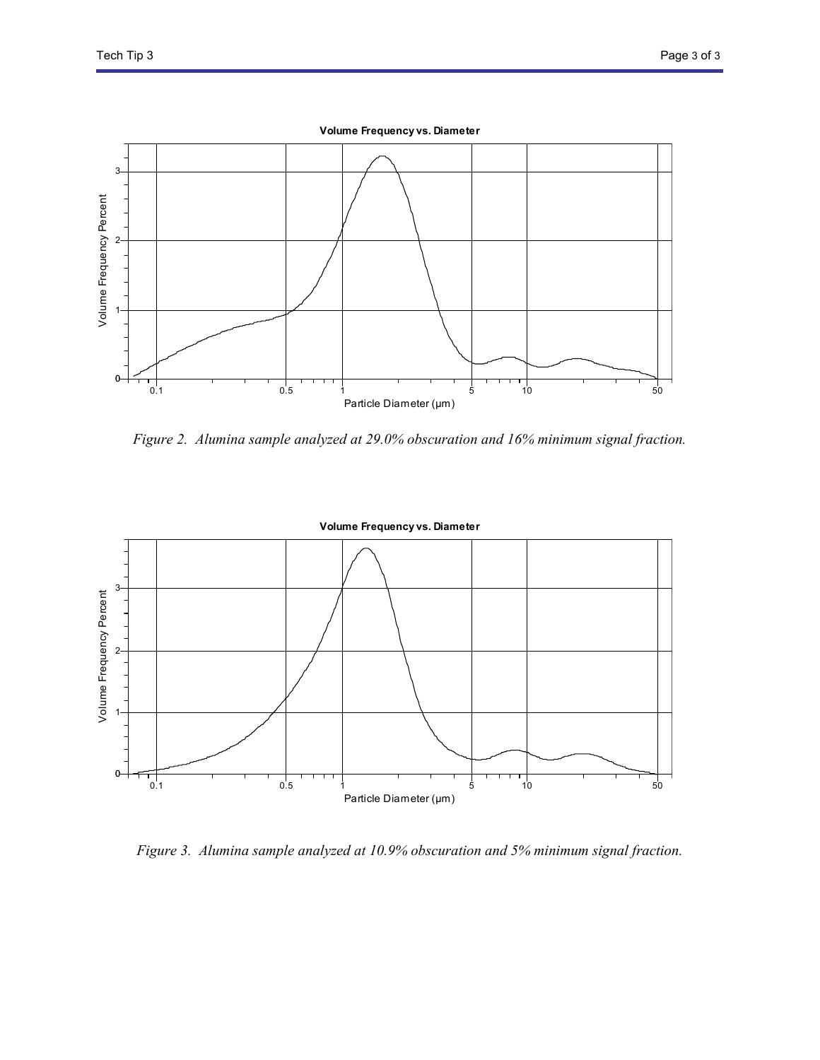Volume Frequency vs. Diameter

Volume Frequency Percent

0
1
2
3

0.1
0.5
1
5
10
50

Particle Diameter (µm)

*Figure 2. Alumina sample analyzed at 29.0% obscuration and 16% minimum signal fraction.*

Volume Frequency vs. Diameter

Volume Frequency Percent

0
1
2
3

0.1
0.5
1
5
10
50

Particle Diameter (µm)

*Figure 3. Alumina sample analyzed at 10.9% obscuration and 5% minimum signal fraction.*